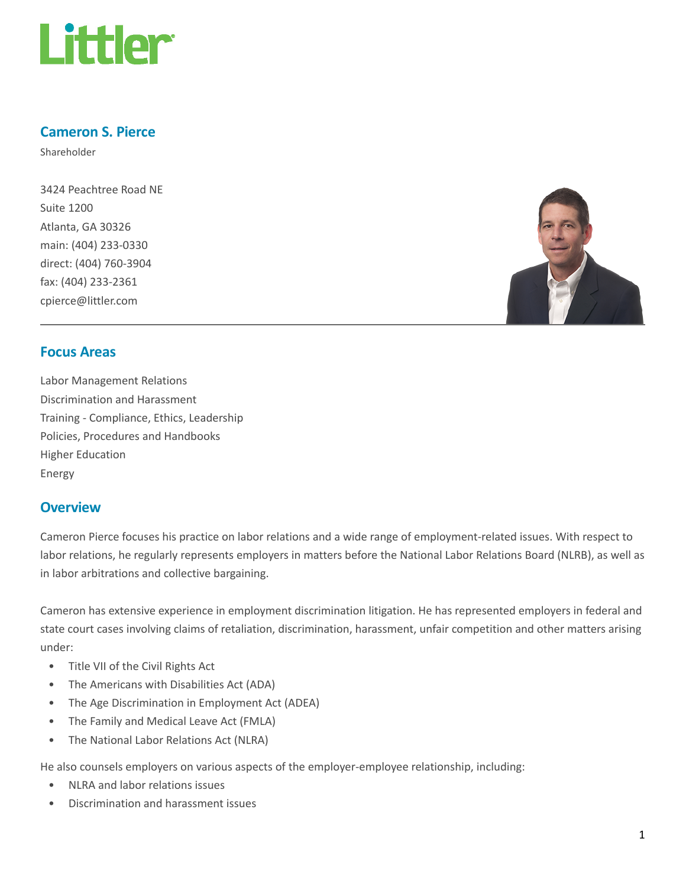Littler

# Cameron S. Pierce

Shareholder

3424 Peachtree Road NE
Suite 1200
Atlanta, GA 30326
main: (404) 233-0330
direct: (404) 760-3904
fax: (404) 233-2361
cpierce@littler.com

## Focus Areas

Labor Management Relations
Discrimination and Harassment
Training - Compliance, Ethics, Leadership
Policies, Procedures and Handbooks
Higher Education
Energy

## Overview

Cameron Pierce focuses his practice on labor relations and a wide range of employment-related issues. With respect to labor relations, he regularly represents employers in matters before the National Labor Relations Board (NLRB), as well as in labor arbitrations and collective bargaining.

Cameron has extensive experience in employment discrimination litigation. He has represented employers in federal and state court cases involving claims of retaliation, discrimination, harassment, unfair competition and other matters arising under:

- Title VII of the Civil Rights Act
- The Americans with Disabilities Act (ADA)
- The Age Discrimination in Employment Act (ADEA)
- The Family and Medical Leave Act (FMLA)
- The National Labor Relations Act (NLRA)

He also counsels employers on various aspects of the employer-employee relationship, including:

- NLRA and labor relations issues
- Discrimination and harassment issues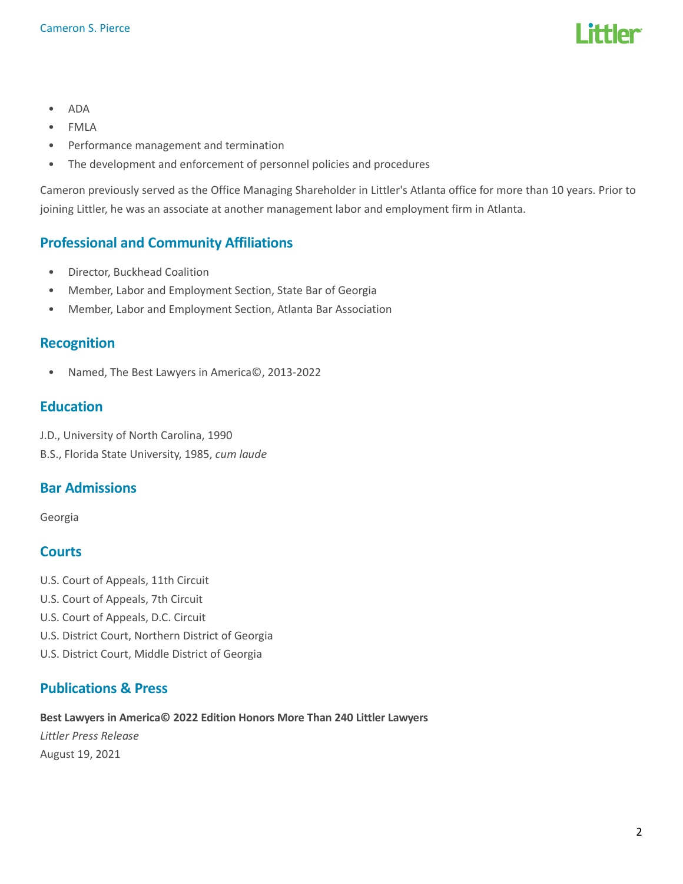- ADA
- FMLA
- Performance management and termination
- The development and enforcement of personnel policies and procedures

Cameron previously served as the Office Managing Shareholder in Littler's Atlanta office for more than 10 years. Prior to joining Littler, he was an associate at another management labor and employment firm in Atlanta.

## Professional and Community Affiliations

- Director, Buckhead Coalition
- Member, Labor and Employment Section, State Bar of Georgia
- Member, Labor and Employment Section, Atlanta Bar Association

## Recognition

- Named, The Best Lawyers in America©, 2013-2022

## Education

J.D., University of North Carolina, 1990
B.S., Florida State University, 1985, *cum laude*

## Bar Admissions

Georgia

## Courts

U.S. Court of Appeals, 11th Circuit
U.S. Court of Appeals, 7th Circuit
U.S. Court of Appeals, D.C. Circuit
U.S. District Court, Northern District of Georgia
U.S. District Court, Middle District of Georgia

## Publications & Press

**Best Lawyers in America© 2022 Edition Honors More Than 240 Littler Lawyers**
*Littler Press Release*
August 19, 2021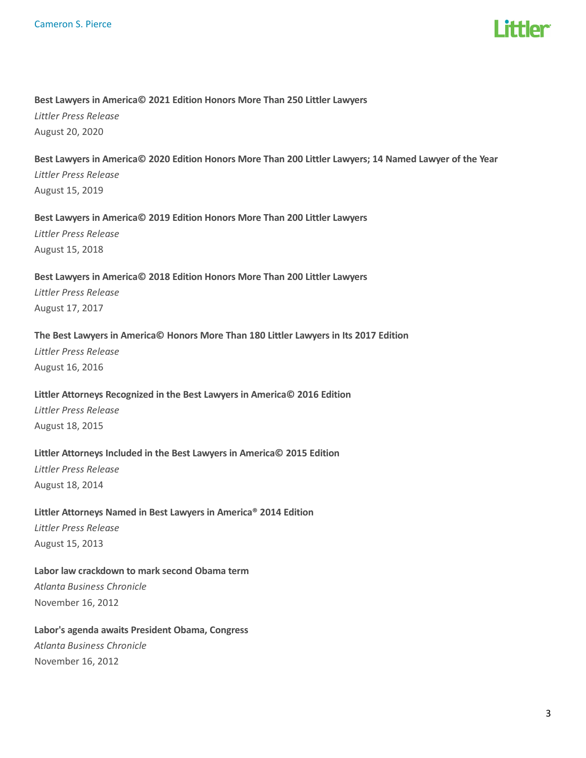**Best Lawyers in America© 2021 Edition Honors More Than 250 Littler Lawyers**

*Littler Press Release*

August 20, 2020

**Best Lawyers in America© 2020 Edition Honors More Than 200 Littler Lawyers; 14 Named Lawyer of the Year**

*Littler Press Release*

August 15, 2019

**Best Lawyers in America© 2019 Edition Honors More Than 200 Littler Lawyers**

*Littler Press Release*

August 15, 2018

**Best Lawyers in America© 2018 Edition Honors More Than 200 Littler Lawyers**

*Littler Press Release*

August 17, 2017

**The Best Lawyers in America© Honors More Than 180 Littler Lawyers in Its 2017 Edition**

*Littler Press Release*

August 16, 2016

**Littler Attorneys Recognized in the Best Lawyers in America© 2016 Edition**

*Littler Press Release*

August 18, 2015

**Littler Attorneys Included in the Best Lawyers in America© 2015 Edition**

*Littler Press Release*

August 18, 2014

**Littler Attorneys Named in Best Lawyers in America® 2014 Edition**

*Littler Press Release*

August 15, 2013

**Labor law crackdown to mark second Obama term**

*Atlanta Business Chronicle*

November 16, 2012

**Labor's agenda awaits President Obama, Congress**

*Atlanta Business Chronicle*

November 16, 2012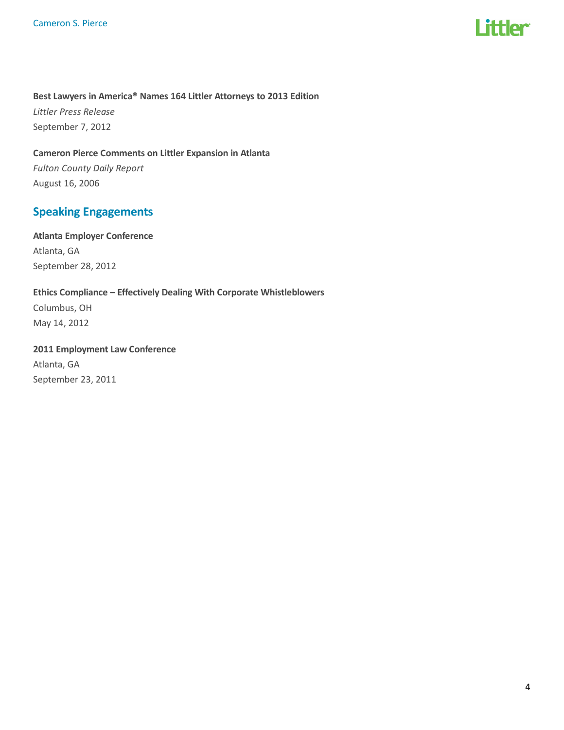**Best Lawyers in America® Names 164 Littler Attorneys to 2013 Edition**
*Littler Press Release*
September 7, 2012

**Cameron Pierce Comments on Littler Expansion in Atlanta**
*Fulton County Daily Report*
August 16, 2006

## Speaking Engagements

**Atlanta Employer Conference**
Atlanta, GA
September 28, 2012

**Ethics Compliance – Effectively Dealing With Corporate Whistleblowers**
Columbus, OH
May 14, 2012

**2011 Employment Law Conference**
Atlanta, GA
September 23, 2011